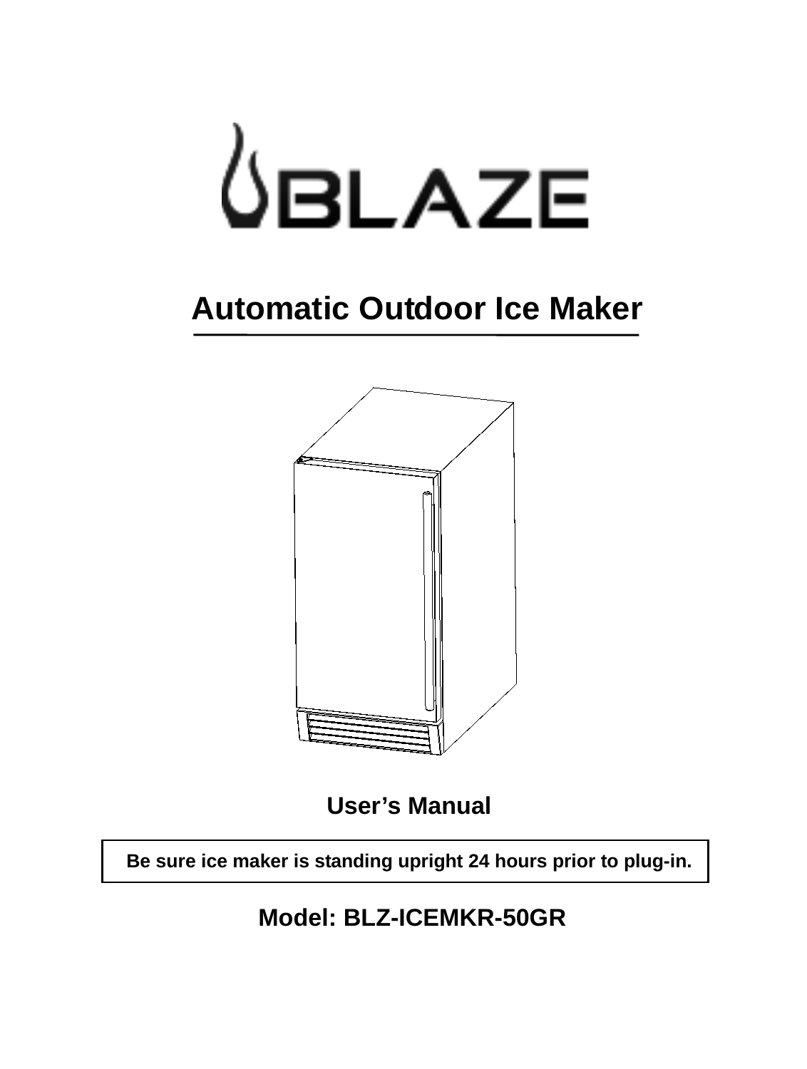BLAZE

# Automatic Outdoor Ice Maker

## User's Manual

**Be sure ice maker is standing upright 24 hours prior to plug-in.**

## Model: BLZ-ICEMKR-50GR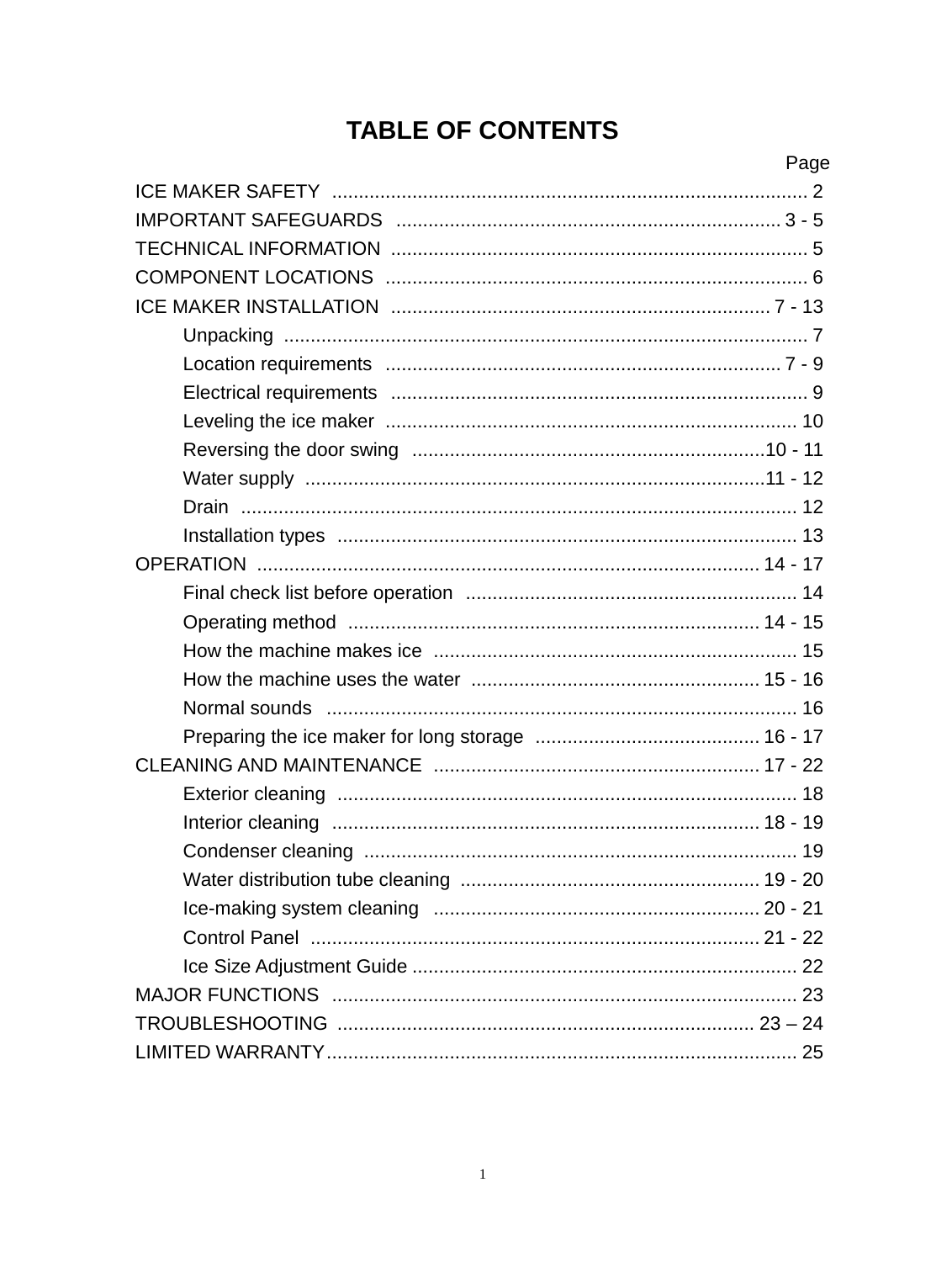# TABLE OF CONTENTS

| | Page |
|---|---|
| ICE MAKER SAFETY | 2 |
| IMPORTANT SAFEGUARDS | 3 - 5 |
| TECHNICAL INFORMATION | 5 |
| COMPONENT LOCATIONS | 6 |
| ICE MAKER INSTALLATION | 7 - 13 |
| Unpacking | 7 |
| Location requirements | 7 - 9 |
| Electrical requirements | 9 |
| Leveling the ice maker | 10 |
| Reversing the door swing | 10 - 11 |
| Water supply | 11 - 12 |
| Drain | 12 |
| Installation types | 13 |
| OPERATION | 14 - 17 |
| Final check list before operation | 14 |
| Operating method | 14 - 15 |
| How the machine makes ice | 15 |
| How the machine uses the water | 15 - 16 |
| Normal sounds | 16 |
| Preparing the ice maker for long storage | 16 - 17 |
| CLEANING AND MAINTENANCE | 17 - 22 |
| Exterior cleaning | 18 |
| Interior cleaning | 18 - 19 |
| Condenser cleaning | 19 |
| Water distribution tube cleaning | 19 - 20 |
| Ice-making system cleaning | 20 - 21 |
| Control Panel | 21 - 22 |
| Ice Size Adjustment Guide | 22 |
| MAJOR FUNCTIONS | 23 |
| TROUBLESHOOTING | 23 – 24 |
| LIMITED WARRANTY | 25 |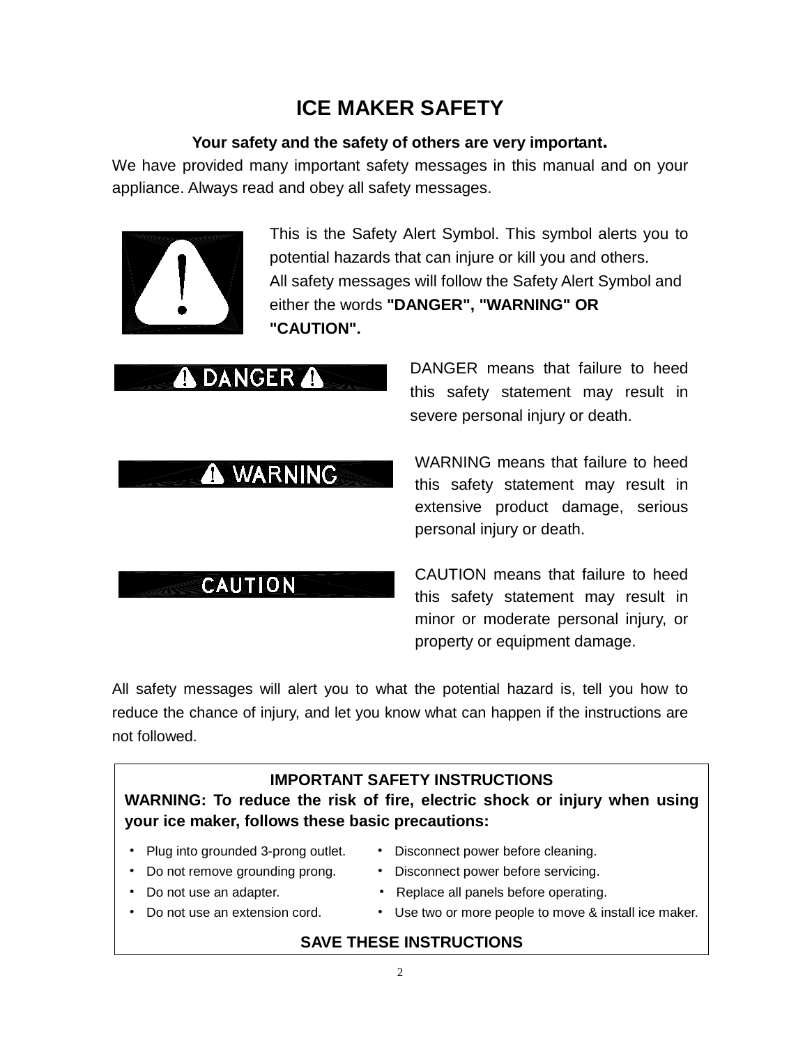# ICE MAKER SAFETY

**Your safety and the safety of others are very important.**

We have provided many important safety messages in this manual and on your appliance. Always read and obey all safety messages.

This is the Safety Alert Symbol. This symbol alerts you to potential hazards that can injure or kill you and others. All safety messages will follow the Safety Alert Symbol and either the words **"DANGER", "WARNING" OR "CAUTION".**

**DANGER** — DANGER means that failure to heed this safety statement may result in severe personal injury or death.

**WARNING** — WARNING means that failure to heed this safety statement may result in extensive product damage, serious personal injury or death.

**CAUTION** — CAUTION means that failure to heed this safety statement may result in minor or moderate personal injury, or property or equipment damage.

All safety messages will alert you to what the potential hazard is, tell you how to reduce the chance of injury, and let you know what can happen if the instructions are not followed.

**IMPORTANT SAFETY INSTRUCTIONS**

**WARNING: To reduce the risk of fire, electric shock or injury when using your ice maker, follows these basic precautions:**

- Plug into grounded 3-prong outlet.
- Do not remove grounding prong.
- Do not use an adapter.
- Do not use an extension cord.
- Disconnect power before cleaning.
- Disconnect power before servicing.
- Replace all panels before operating.
- Use two or more people to move & install ice maker.

**SAVE THESE INSTRUCTIONS**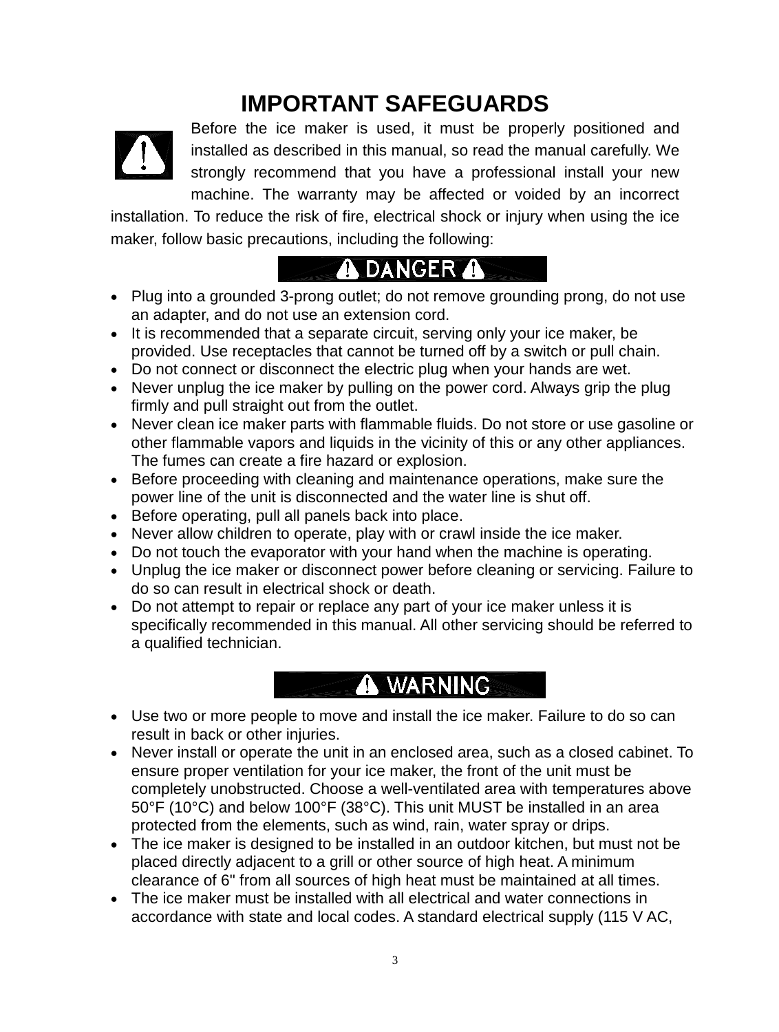# IMPORTANT SAFEGUARDS

Before the ice maker is used, it must be properly positioned and installed as described in this manual, so read the manual carefully. We strongly recommend that you have a professional install your new machine. The warranty may be affected or voided by an incorrect installation. To reduce the risk of fire, electrical shock or injury when using the ice maker, follow basic precautions, including the following:

## ⚠ DANGER ⚠

- Plug into a grounded 3-prong outlet; do not remove grounding prong, do not use an adapter, and do not use an extension cord.
- It is recommended that a separate circuit, serving only your ice maker, be provided. Use receptacles that cannot be turned off by a switch or pull chain.
- Do not connect or disconnect the electric plug when your hands are wet.
- Never unplug the ice maker by pulling on the power cord. Always grip the plug firmly and pull straight out from the outlet.
- Never clean ice maker parts with flammable fluids. Do not store or use gasoline or other flammable vapors and liquids in the vicinity of this or any other appliances. The fumes can create a fire hazard or explosion.
- Before proceeding with cleaning and maintenance operations, make sure the power line of the unit is disconnected and the water line is shut off.
- Before operating, pull all panels back into place.
- Never allow children to operate, play with or crawl inside the ice maker.
- Do not touch the evaporator with your hand when the machine is operating.
- Unplug the ice maker or disconnect power before cleaning or servicing. Failure to do so can result in electrical shock or death.
- Do not attempt to repair or replace any part of your ice maker unless it is specifically recommended in this manual. All other servicing should be referred to a qualified technician.

## ⚠ WARNING

- Use two or more people to move and install the ice maker. Failure to do so can result in back or other injuries.
- Never install or operate the unit in an enclosed area, such as a closed cabinet. To ensure proper ventilation for your ice maker, the front of the unit must be completely unobstructed. Choose a well-ventilated area with temperatures above 50°F (10°C) and below 100°F (38°C). This unit MUST be installed in an area protected from the elements, such as wind, rain, water spray or drips.
- The ice maker is designed to be installed in an outdoor kitchen, but must not be placed directly adjacent to a grill or other source of high heat. A minimum clearance of 6" from all sources of high heat must be maintained at all times.
- The ice maker must be installed with all electrical and water connections in accordance with state and local codes. A standard electrical supply (115 V AC,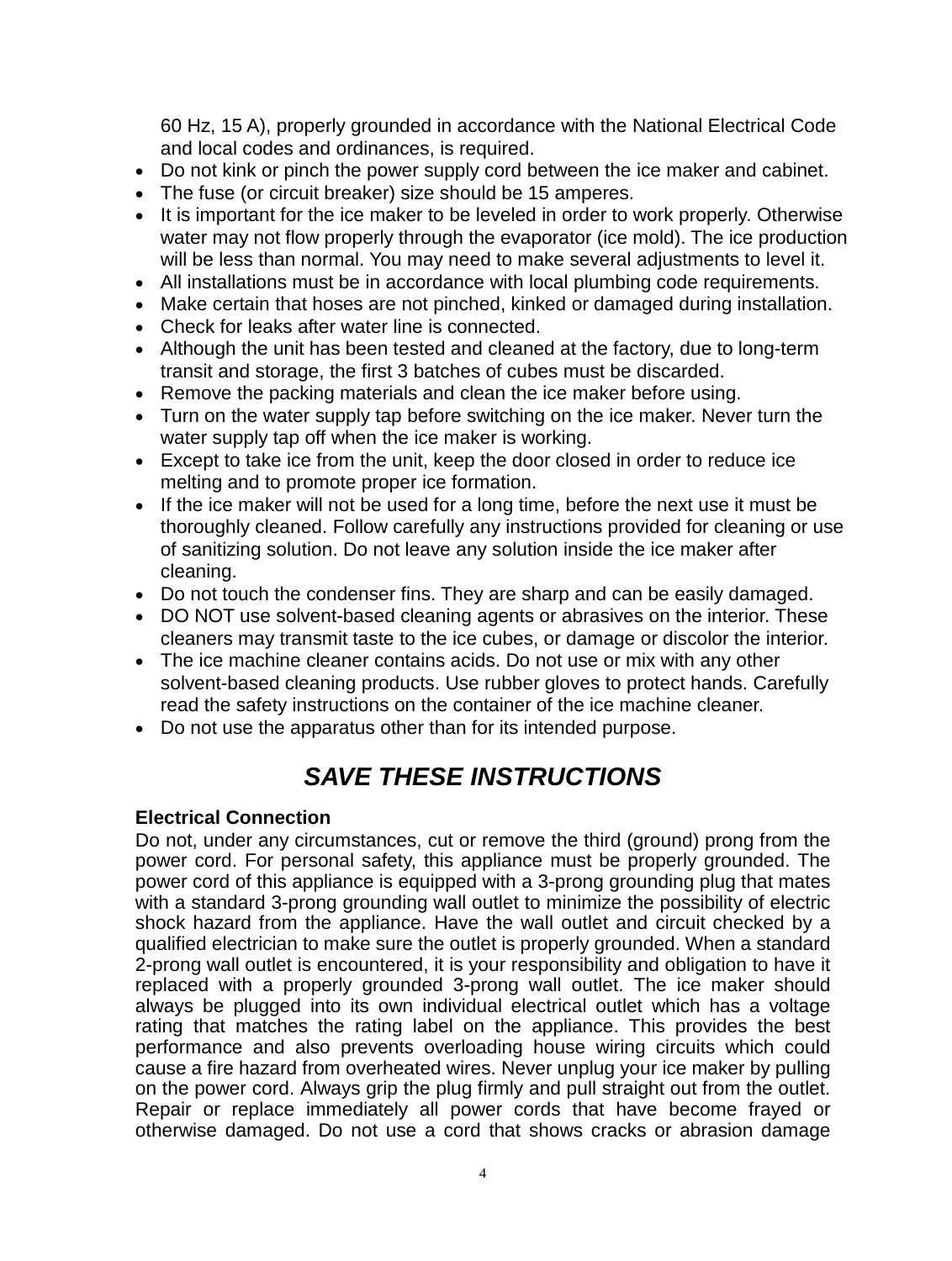60 Hz, 15 A), properly grounded in accordance with the National Electrical Code and local codes and ordinances, is required.

- Do not kink or pinch the power supply cord between the ice maker and cabinet.
- The fuse (or circuit breaker) size should be 15 amperes.
- It is important for the ice maker to be leveled in order to work properly. Otherwise water may not flow properly through the evaporator (ice mold). The ice production will be less than normal. You may need to make several adjustments to level it.
- All installations must be in accordance with local plumbing code requirements.
- Make certain that hoses are not pinched, kinked or damaged during installation.
- Check for leaks after water line is connected.
- Although the unit has been tested and cleaned at the factory, due to long-term transit and storage, the first 3 batches of cubes must be discarded.
- Remove the packing materials and clean the ice maker before using.
- Turn on the water supply tap before switching on the ice maker. Never turn the water supply tap off when the ice maker is working.
- Except to take ice from the unit, keep the door closed in order to reduce ice melting and to promote proper ice formation.
- If the ice maker will not be used for a long time, before the next use it must be thoroughly cleaned. Follow carefully any instructions provided for cleaning or use of sanitizing solution. Do not leave any solution inside the ice maker after cleaning.
- Do not touch the condenser fins. They are sharp and can be easily damaged.
- DO NOT use solvent-based cleaning agents or abrasives on the interior. These cleaners may transmit taste to the ice cubes, or damage or discolor the interior.
- The ice machine cleaner contains acids. Do not use or mix with any other solvent-based cleaning products. Use rubber gloves to protect hands. Carefully read the safety instructions on the container of the ice machine cleaner.
- Do not use the apparatus other than for its intended purpose.

## *SAVE THESE INSTRUCTIONS*

**Electrical Connection**

Do not, under any circumstances, cut or remove the third (ground) prong from the power cord. For personal safety, this appliance must be properly grounded. The power cord of this appliance is equipped with a 3-prong grounding plug that mates with a standard 3-prong grounding wall outlet to minimize the possibility of electric shock hazard from the appliance. Have the wall outlet and circuit checked by a qualified electrician to make sure the outlet is properly grounded. When a standard 2-prong wall outlet is encountered, it is your responsibility and obligation to have it replaced with a properly grounded 3-prong wall outlet. The ice maker should always be plugged into its own individual electrical outlet which has a voltage rating that matches the rating label on the appliance. This provides the best performance and also prevents overloading house wiring circuits which could cause a fire hazard from overheated wires. Never unplug your ice maker by pulling on the power cord. Always grip the plug firmly and pull straight out from the outlet. Repair or replace immediately all power cords that have become frayed or otherwise damaged. Do not use a cord that shows cracks or abrasion damage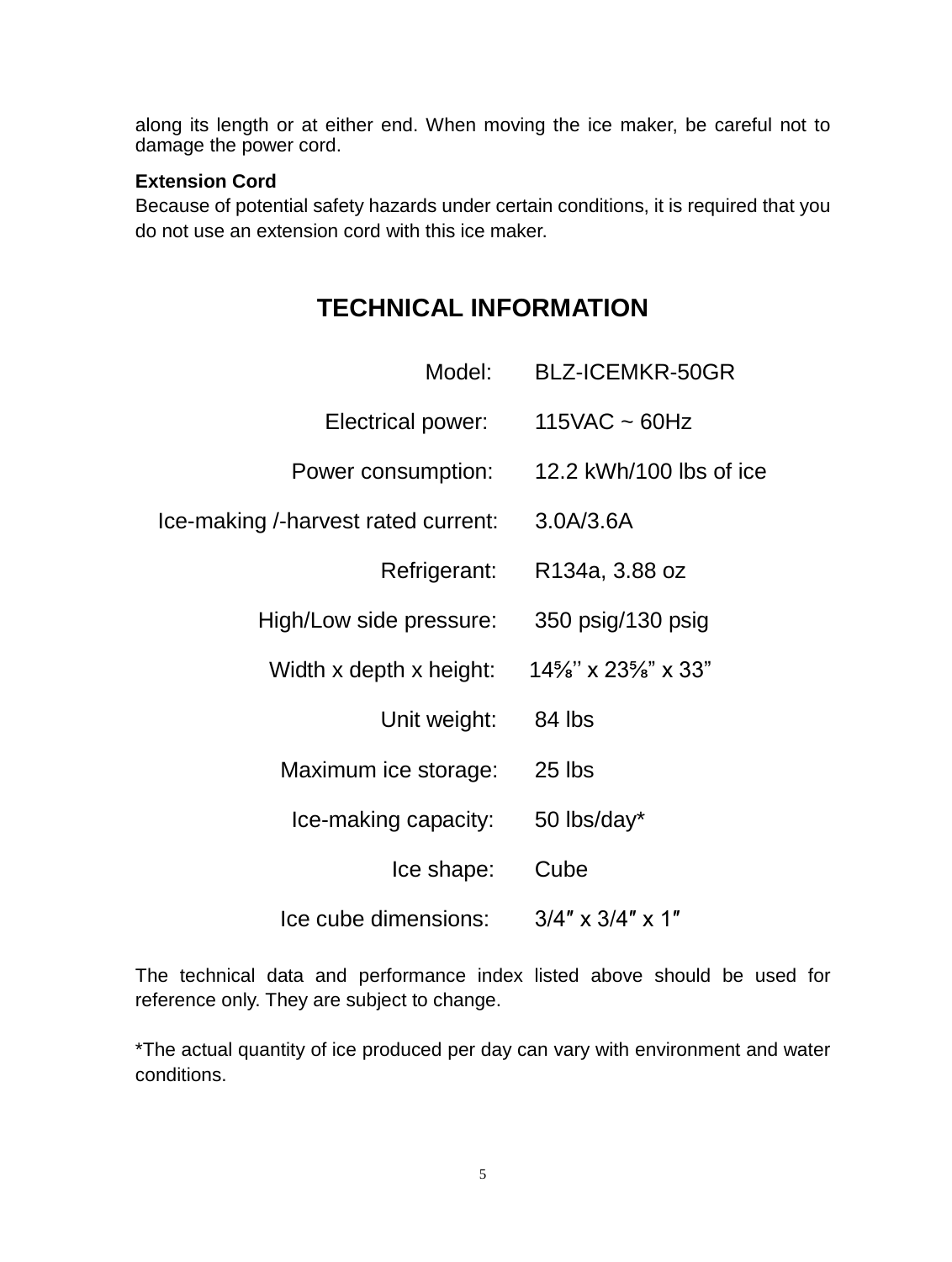along its length or at either end. When moving the ice maker, be careful not to damage the power cord.

**Extension Cord**
Because of potential safety hazards under certain conditions, it is required that you do not use an extension cord with this ice maker.

## TECHNICAL INFORMATION

| | |
|---|---|
| Model: | BLZ-ICEMKR-50GR |
| Electrical power: | 115VAC ~ 60Hz |
| Power consumption: | 12.2 kWh/100 lbs of ice |
| Ice-making /-harvest rated current: | 3.0A/3.6A |
| Refrigerant: | R134a, 3.88 oz |
| High/Low side pressure: | 350 psig/130 psig |
| Width x depth x height: | 14⅝'' x 23⅝" x 33" |
| Unit weight: | 84 lbs |
| Maximum ice storage: | 25 lbs |
| Ice-making capacity: | 50 lbs/day* |
| Ice shape: | Cube |
| Ice cube dimensions: | 3/4″ x 3/4″ x 1″ |

The technical data and performance index listed above should be used for reference only. They are subject to change.

*The actual quantity of ice produced per day can vary with environment and water conditions.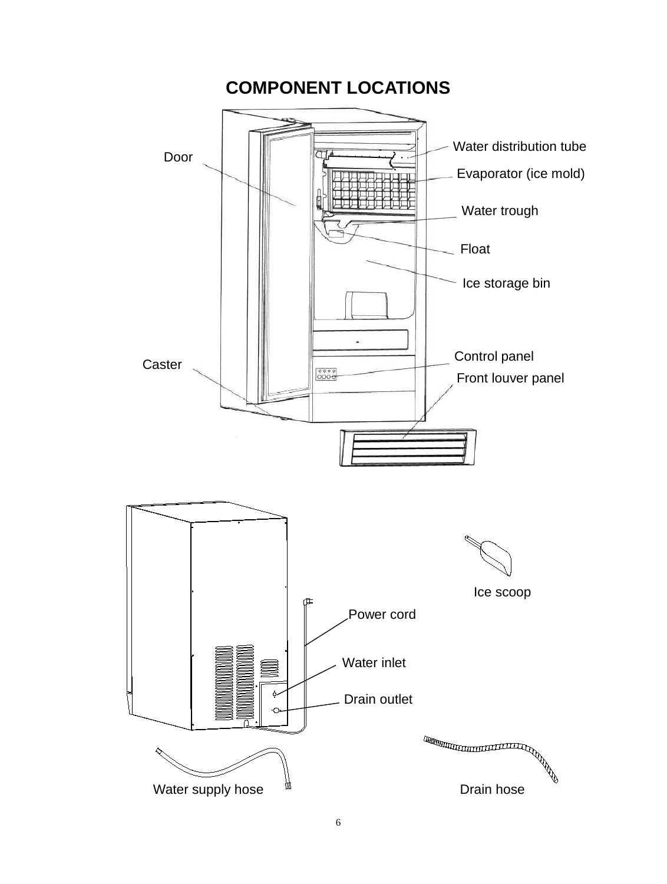# COMPONENT LOCATIONS

Door

Water distribution tube

Evaporator (ice mold)

Water trough

Float

Ice storage bin

Caster

Control panel

Front louver panel

Ice scoop

Power cord

Water inlet

Drain outlet

Water supply hose

Drain hose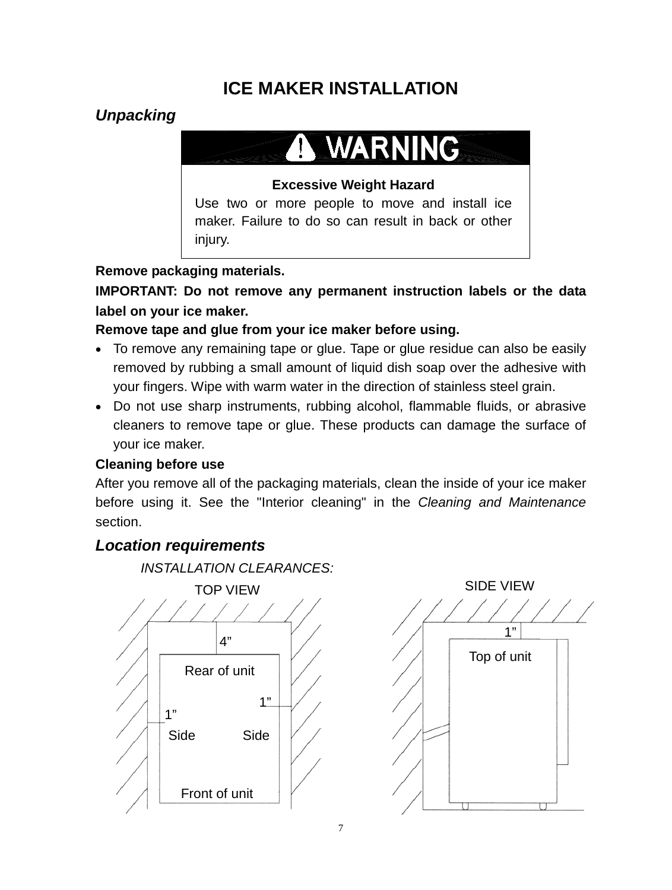# ICE MAKER INSTALLATION

## *Unpacking*

**⚠ WARNING**

**Excessive Weight Hazard**

Use two or more people to move and install ice maker. Failure to do so can result in back or other injury.

**Remove packaging materials.**

**IMPORTANT: Do not remove any permanent instruction labels or the data label on your ice maker.**

**Remove tape and glue from your ice maker before using.**

- To remove any remaining tape or glue. Tape or glue residue can also be easily removed by rubbing a small amount of liquid dish soap over the adhesive with your fingers. Wipe with warm water in the direction of stainless steel grain.
- Do not use sharp instruments, rubbing alcohol, flammable fluids, or abrasive cleaners to remove tape or glue. These products can damage the surface of your ice maker.

**Cleaning before use**

After you remove all of the packaging materials, clean the inside of your ice maker before using it. See the "Interior cleaning" in the *Cleaning and Maintenance* section.

## *Location requirements*

*INSTALLATION CLEARANCES:*

TOP VIEW

4”

Rear of unit

1”

1”

Side Side

Front of unit

SIDE VIEW

1”

Top of unit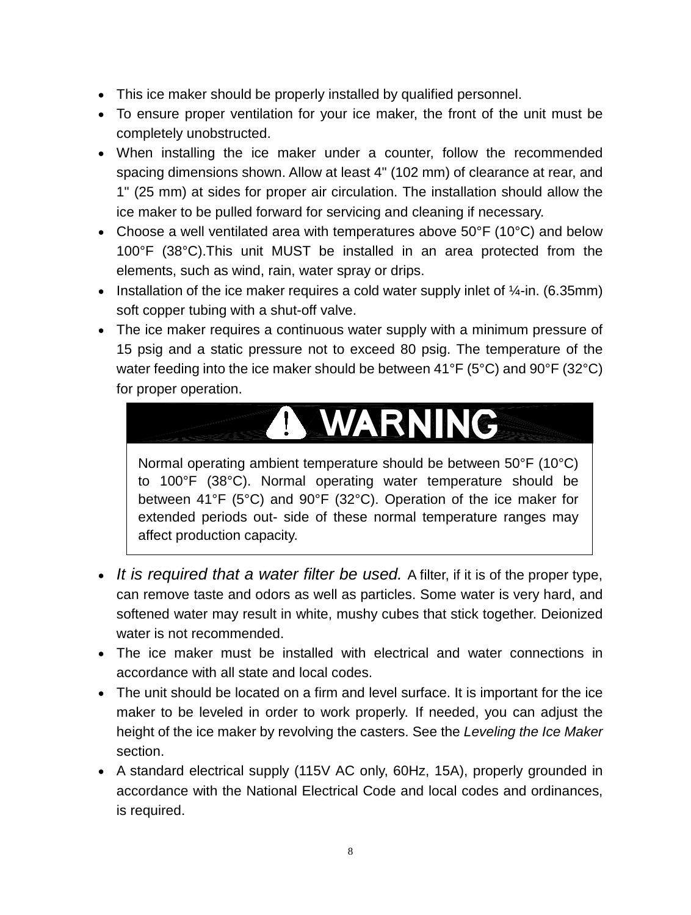- This ice maker should be properly installed by qualified personnel.
- To ensure proper ventilation for your ice maker, the front of the unit must be completely unobstructed.
- When installing the ice maker under a counter, follow the recommended spacing dimensions shown. Allow at least 4" (102 mm) of clearance at rear, and 1" (25 mm) at sides for proper air circulation. The installation should allow the ice maker to be pulled forward for servicing and cleaning if necessary.
- Choose a well ventilated area with temperatures above 50°F (10°C) and below 100°F (38°C).This unit MUST be installed in an area protected from the elements, such as wind, rain, water spray or drips.
- Installation of the ice maker requires a cold water supply inlet of ¼-in. (6.35mm) soft copper tubing with a shut-off valve.
- The ice maker requires a continuous water supply with a minimum pressure of 15 psig and a static pressure not to exceed 80 psig. The temperature of the water feeding into the ice maker should be between 41°F (5°C) and 90°F (32°C) for proper operation.

**⚠ WARNING**

Normal operating ambient temperature should be between 50°F (10°C) to 100°F (38°C). Normal operating water temperature should be between 41°F (5°C) and 90°F (32°C). Operation of the ice maker for extended periods out- side of these normal temperature ranges may affect production capacity.

- *It is required that a water filter be used.* A filter, if it is of the proper type, can remove taste and odors as well as particles. Some water is very hard, and softened water may result in white, mushy cubes that stick together. Deionized water is not recommended.
- The ice maker must be installed with electrical and water connections in accordance with all state and local codes.
- The unit should be located on a firm and level surface. It is important for the ice maker to be leveled in order to work properly. If needed, you can adjust the height of the ice maker by revolving the casters. See the *Leveling the Ice Maker* section.
- A standard electrical supply (115V AC only, 60Hz, 15A), properly grounded in accordance with the National Electrical Code and local codes and ordinances, is required.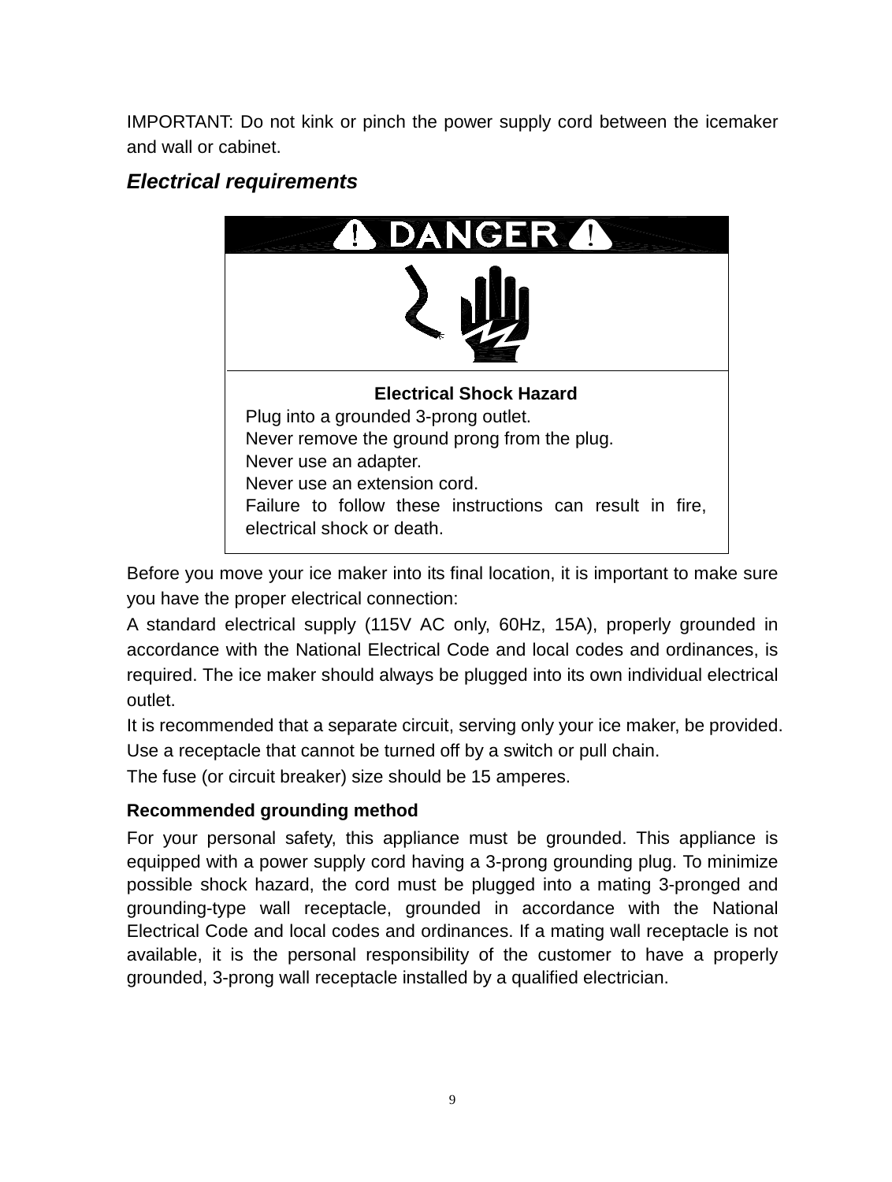IMPORTANT: Do not kink or pinch the power supply cord between the icemaker and wall or cabinet.

## *Electrical requirements*

**DANGER**

**Electrical Shock Hazard**

Plug into a grounded 3-prong outlet.

Never remove the ground prong from the plug.

Never use an adapter.

Never use an extension cord.

Failure to follow these instructions can result in fire, electrical shock or death.

Before you move your ice maker into its final location, it is important to make sure you have the proper electrical connection:

A standard electrical supply (115V AC only, 60Hz, 15A), properly grounded in accordance with the National Electrical Code and local codes and ordinances, is required. The ice maker should always be plugged into its own individual electrical outlet.

It is recommended that a separate circuit, serving only your ice maker, be provided. Use a receptacle that cannot be turned off by a switch or pull chain.

The fuse (or circuit breaker) size should be 15 amperes.

### Recommended grounding method

For your personal safety, this appliance must be grounded. This appliance is equipped with a power supply cord having a 3-prong grounding plug. To minimize possible shock hazard, the cord must be plugged into a mating 3-pronged and grounding-type wall receptacle, grounded in accordance with the National Electrical Code and local codes and ordinances. If a mating wall receptacle is not available, it is the personal responsibility of the customer to have a properly grounded, 3-prong wall receptacle installed by a qualified electrician.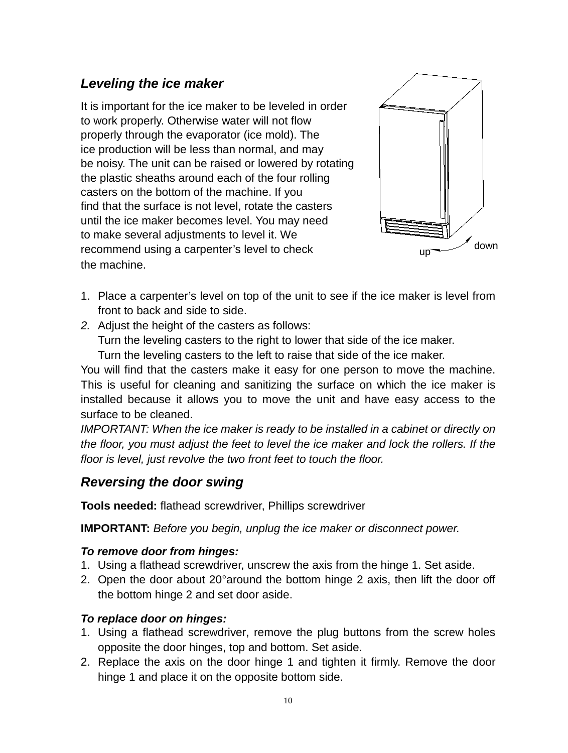## *Leveling the ice maker*

It is important for the ice maker to be leveled in order to work properly. Otherwise water will not flow properly through the evaporator (ice mold). The ice production will be less than normal, and may be noisy. The unit can be raised or lowered by rotating the plastic sheaths around each of the four rolling casters on the bottom of the machine. If you find that the surface is not level, rotate the casters until the ice maker becomes level. You may need to make several adjustments to level it. We recommend using a carpenter's level to check the machine.

1. Place a carpenter's level on top of the unit to see if the ice maker is level from front to back and side to side.
2. Adjust the height of the casters as follows:
   Turn the leveling casters to the right to lower that side of the ice maker.
   Turn the leveling casters to the left to raise that side of the ice maker.

You will find that the casters make it easy for one person to move the machine. This is useful for cleaning and sanitizing the surface on which the ice maker is installed because it allows you to move the unit and have easy access to the surface to be cleaned.

*IMPORTANT: When the ice maker is ready to be installed in a cabinet or directly on the floor, you must adjust the feet to level the ice maker and lock the rollers. If the floor is level, just revolve the two front feet to touch the floor.*

## *Reversing the door swing*

**Tools needed:** flathead screwdriver, Phillips screwdriver

**IMPORTANT:** *Before you begin, unplug the ice maker or disconnect power.*

***To remove door from hinges:***

1. Using a flathead screwdriver, unscrew the axis from the hinge 1. Set aside.
2. Open the door about 20°around the bottom hinge 2 axis, then lift the door off the bottom hinge 2 and set door aside.

***To replace door on hinges:***

1. Using a flathead screwdriver, remove the plug buttons from the screw holes opposite the door hinges, top and bottom. Set aside.
2. Replace the axis on the door hinge 1 and tighten it firmly. Remove the door hinge 1 and place it on the opposite bottom side.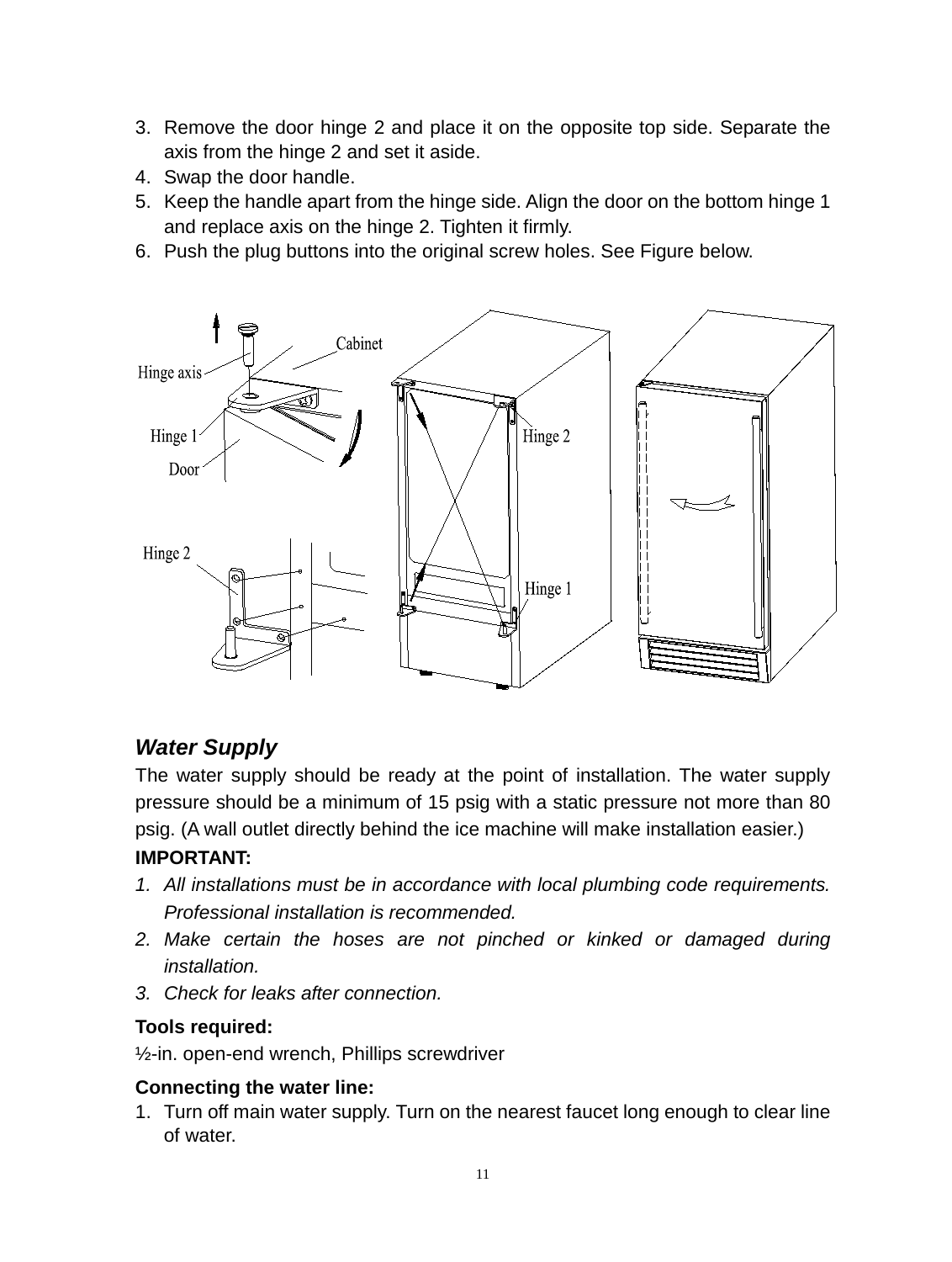3. Remove the door hinge 2 and place it on the opposite top side. Separate the axis from the hinge 2 and set it aside.
4. Swap the door handle.
5. Keep the handle apart from the hinge side. Align the door on the bottom hinge 1 and replace axis on the hinge 2. Tighten it firmly.
6. Push the plug buttons into the original screw holes. See Figure below.

### *Water Supply*

The water supply should be ready at the point of installation. The water supply pressure should be a minimum of 15 psig with a static pressure not more than 80 psig. (A wall outlet directly behind the ice machine will make installation easier.)

**IMPORTANT:**

1. *All installations must be in accordance with local plumbing code requirements. Professional installation is recommended.*
2. *Make certain the hoses are not pinched or kinked or damaged during installation.*
3. *Check for leaks after connection.*

**Tools required:**

½-in. open-end wrench, Phillips screwdriver

**Connecting the water line:**

1. Turn off main water supply. Turn on the nearest faucet long enough to clear line of water.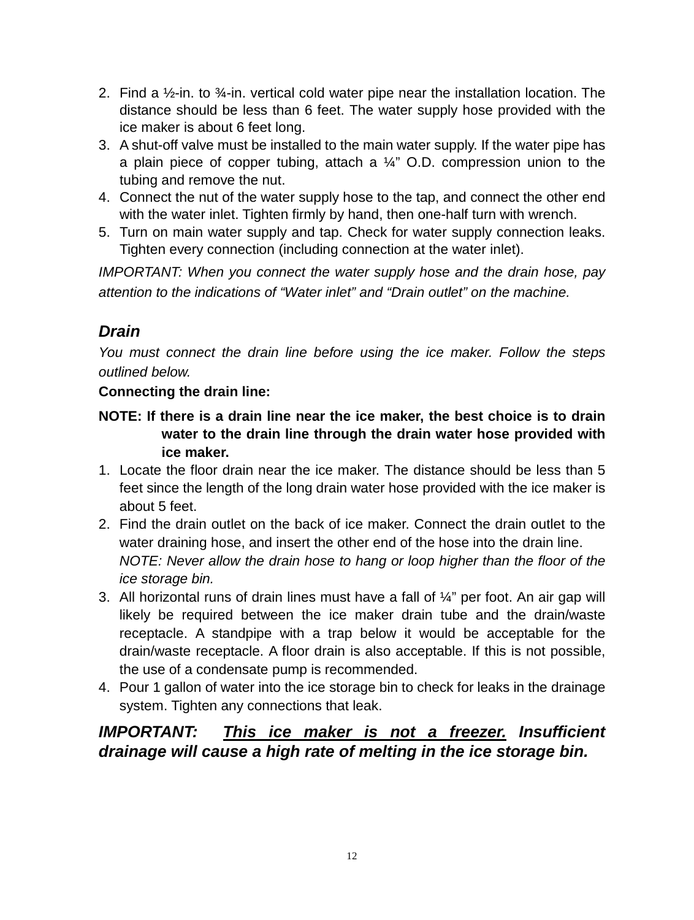2. Find a ½-in. to ¾-in. vertical cold water pipe near the installation location. The distance should be less than 6 feet. The water supply hose provided with the ice maker is about 6 feet long.
3. A shut-off valve must be installed to the main water supply. If the water pipe has a plain piece of copper tubing, attach a ¼" O.D. compression union to the tubing and remove the nut.
4. Connect the nut of the water supply hose to the tap, and connect the other end with the water inlet. Tighten firmly by hand, then one-half turn with wrench.
5. Turn on main water supply and tap. Check for water supply connection leaks. Tighten every connection (including connection at the water inlet).

*IMPORTANT: When you connect the water supply hose and the drain hose, pay attention to the indications of "Water inlet" and "Drain outlet" on the machine.*

### *Drain*

*You must connect the drain line before using the ice maker. Follow the steps outlined below.*

**Connecting the drain line:**

**NOTE: If there is a drain line near the ice maker, the best choice is to drain water to the drain line through the drain water hose provided with ice maker.**

1. Locate the floor drain near the ice maker. The distance should be less than 5 feet since the length of the long drain water hose provided with the ice maker is about 5 feet.
2. Find the drain outlet on the back of ice maker. Connect the drain outlet to the water draining hose, and insert the other end of the hose into the drain line.
   *NOTE: Never allow the drain hose to hang or loop higher than the floor of the ice storage bin.*
3. All horizontal runs of drain lines must have a fall of ¼" per foot. An air gap will likely be required between the ice maker drain tube and the drain/waste receptacle. A standpipe with a trap below it would be acceptable for the drain/waste receptacle. A floor drain is also acceptable. If this is not possible, the use of a condensate pump is recommended.
4. Pour 1 gallon of water into the ice storage bin to check for leaks in the drainage system. Tighten any connections that leak.

***IMPORTANT: <u>This ice maker is not a freezer.</u> Insufficient drainage will cause a high rate of melting in the ice storage bin.***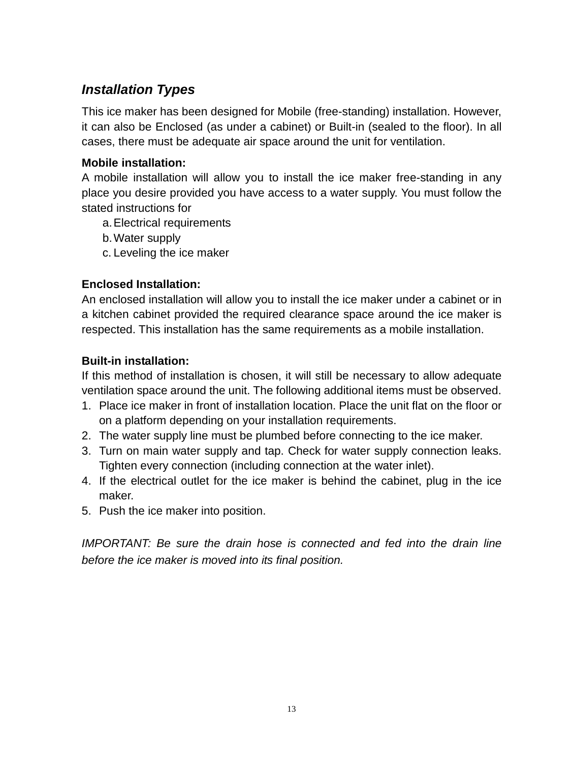### *Installation Types*

This ice maker has been designed for Mobile (free-standing) installation. However, it can also be Enclosed (as under a cabinet) or Built-in (sealed to the floor). In all cases, there must be adequate air space around the unit for ventilation.

**Mobile installation:**
A mobile installation will allow you to install the ice maker free-standing in any place you desire provided you have access to a water supply. You must follow the stated instructions for

a. Electrical requirements
b. Water supply
c. Leveling the ice maker

**Enclosed Installation:**
An enclosed installation will allow you to install the ice maker under a cabinet or in a kitchen cabinet provided the required clearance space around the ice maker is respected. This installation has the same requirements as a mobile installation.

**Built-in installation:**
If this method of installation is chosen, it will still be necessary to allow adequate ventilation space around the unit. The following additional items must be observed.

1. Place ice maker in front of installation location. Place the unit flat on the floor or on a platform depending on your installation requirements.
2. The water supply line must be plumbed before connecting to the ice maker.
3. Turn on main water supply and tap. Check for water supply connection leaks. Tighten every connection (including connection at the water inlet).
4. If the electrical outlet for the ice maker is behind the cabinet, plug in the ice maker.
5. Push the ice maker into position.

*IMPORTANT: Be sure the drain hose is connected and fed into the drain line before the ice maker is moved into its final position.*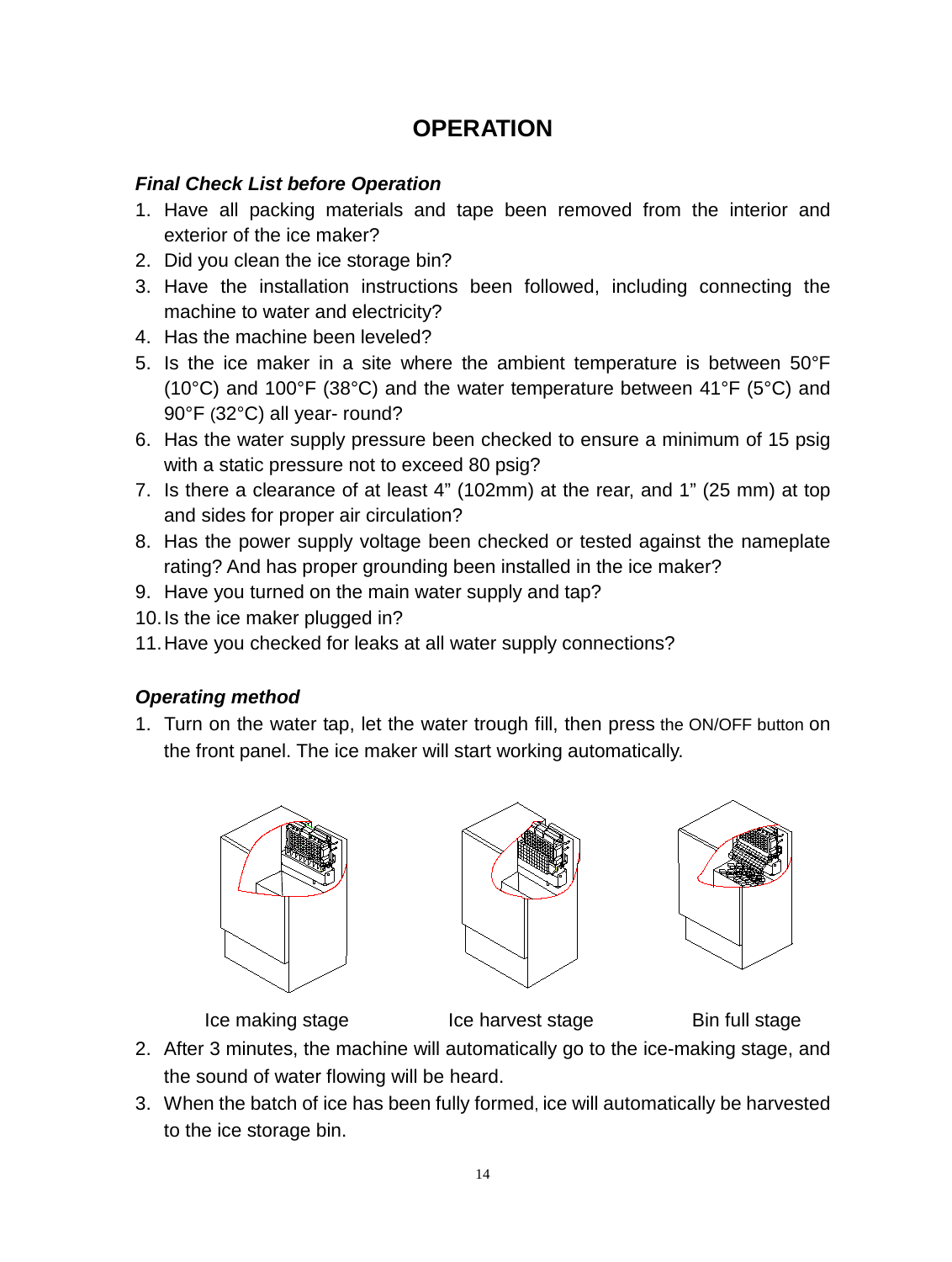# OPERATION

***Final Check List before Operation***

1. Have all packing materials and tape been removed from the interior and exterior of the ice maker?
2. Did you clean the ice storage bin?
3. Have the installation instructions been followed, including connecting the machine to water and electricity?
4. Has the machine been leveled?
5. Is the ice maker in a site where the ambient temperature is between 50°F (10°C) and 100°F (38°C) and the water temperature between 41°F (5°C) and 90°F (32°C) all year- round?
6. Has the water supply pressure been checked to ensure a minimum of 15 psig with a static pressure not to exceed 80 psig?
7. Is there a clearance of at least 4" (102mm) at the rear, and 1" (25 mm) at top and sides for proper air circulation?
8. Has the power supply voltage been checked or tested against the nameplate rating? And has proper grounding been installed in the ice maker?
9. Have you turned on the main water supply and tap?
10. Is the ice maker plugged in?
11. Have you checked for leaks at all water supply connections?

***Operating method***

1. Turn on the water tap, let the water trough fill, then press the ON/OFF button on the front panel. The ice maker will start working automatically.

Ice making stage                Ice harvest stage                Bin full stage

2. After 3 minutes, the machine will automatically go to the ice-making stage, and the sound of water flowing will be heard.
3. When the batch of ice has been fully formed, ice will automatically be harvested to the ice storage bin.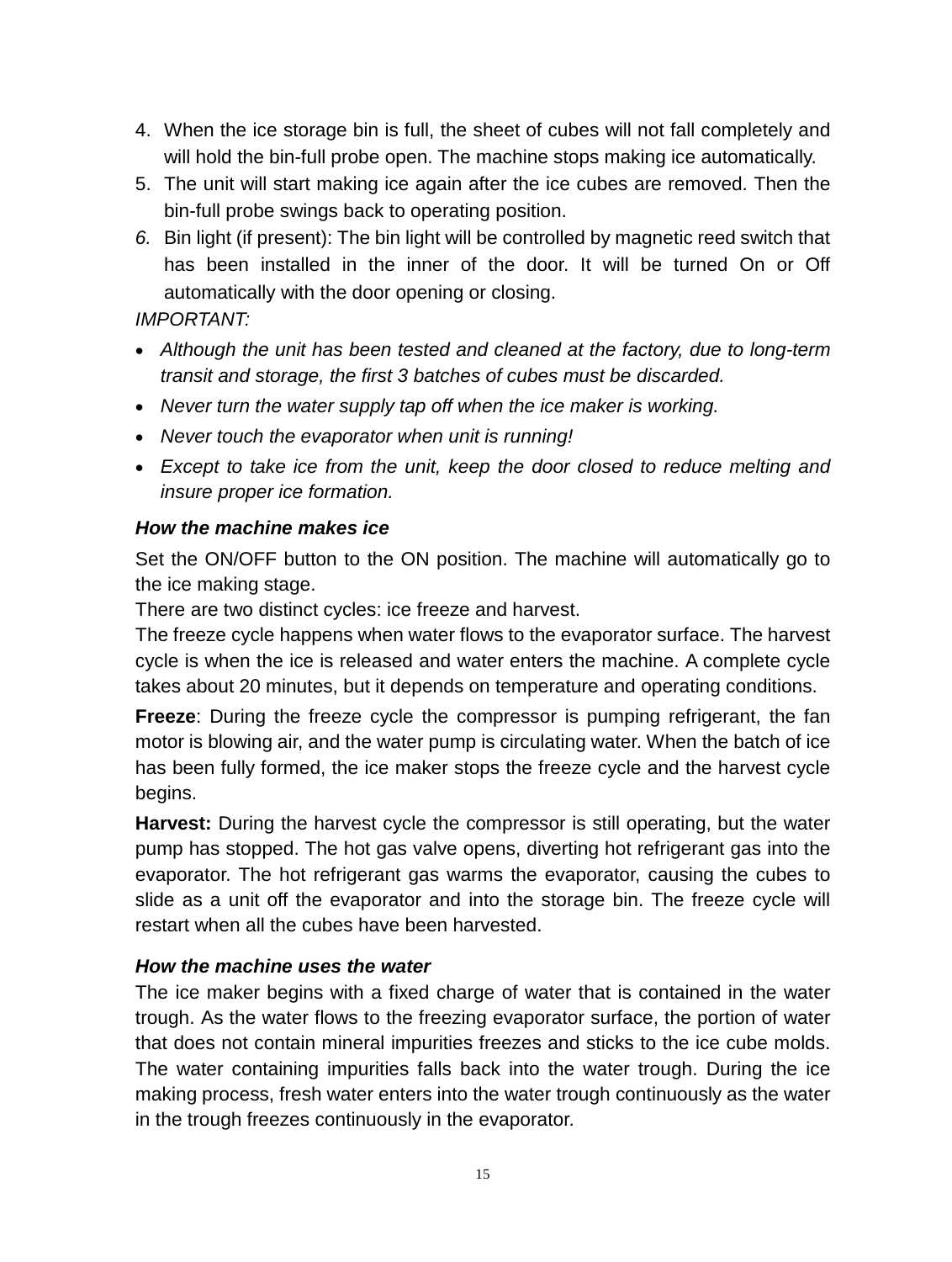4. When the ice storage bin is full, the sheet of cubes will not fall completely and will hold the bin-full probe open. The machine stops making ice automatically.
5. The unit will start making ice again after the ice cubes are removed. Then the bin-full probe swings back to operating position.
6. Bin light (if present): The bin light will be controlled by magnetic reed switch that has been installed in the inner of the door. It will be turned On or Off automatically with the door opening or closing.

*IMPORTANT:*

- *Although the unit has been tested and cleaned at the factory, due to long-term transit and storage, the first 3 batches of cubes must be discarded.*
- *Never turn the water supply tap off when the ice maker is working.*
- *Never touch the evaporator when unit is running!*
- *Except to take ice from the unit, keep the door closed to reduce melting and insure proper ice formation.*

***How the machine makes ice***

Set the ON/OFF button to the ON position. The machine will automatically go to the ice making stage.

There are two distinct cycles: ice freeze and harvest.

The freeze cycle happens when water flows to the evaporator surface. The harvest cycle is when the ice is released and water enters the machine. A complete cycle takes about 20 minutes, but it depends on temperature and operating conditions.

**Freeze**: During the freeze cycle the compressor is pumping refrigerant, the fan motor is blowing air, and the water pump is circulating water. When the batch of ice has been fully formed, the ice maker stops the freeze cycle and the harvest cycle begins.

**Harvest:** During the harvest cycle the compressor is still operating, but the water pump has stopped. The hot gas valve opens, diverting hot refrigerant gas into the evaporator. The hot refrigerant gas warms the evaporator, causing the cubes to slide as a unit off the evaporator and into the storage bin. The freeze cycle will restart when all the cubes have been harvested.

***How the machine uses the water***

The ice maker begins with a fixed charge of water that is contained in the water trough. As the water flows to the freezing evaporator surface, the portion of water that does not contain mineral impurities freezes and sticks to the ice cube molds. The water containing impurities falls back into the water trough. During the ice making process, fresh water enters into the water trough continuously as the water in the trough freezes continuously in the evaporator.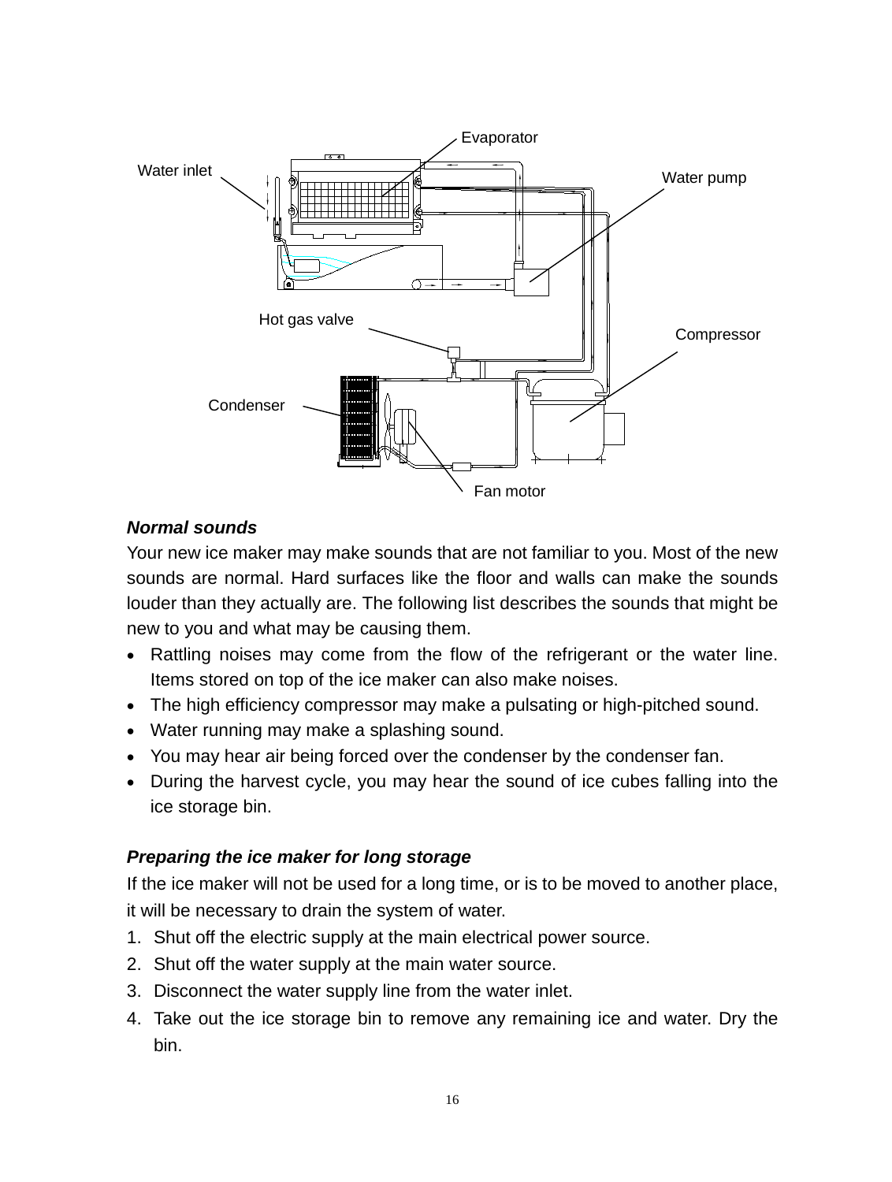Evaporator

Water inlet

Water pump

Hot gas valve

Compressor

Condenser

Fan motor

***Normal sounds***

Your new ice maker may make sounds that are not familiar to you. Most of the new sounds are normal. Hard surfaces like the floor and walls can make the sounds louder than they actually are. The following list describes the sounds that might be new to you and what may be causing them.

- Rattling noises may come from the flow of the refrigerant or the water line. Items stored on top of the ice maker can also make noises.
- The high efficiency compressor may make a pulsating or high-pitched sound.
- Water running may make a splashing sound.
- You may hear air being forced over the condenser by the condenser fan.
- During the harvest cycle, you may hear the sound of ice cubes falling into the ice storage bin.

***Preparing the ice maker for long storage***

If the ice maker will not be used for a long time, or is to be moved to another place, it will be necessary to drain the system of water.

1. Shut off the electric supply at the main electrical power source.
2. Shut off the water supply at the main water source.
3. Disconnect the water supply line from the water inlet.
4. Take out the ice storage bin to remove any remaining ice and water. Dry the bin.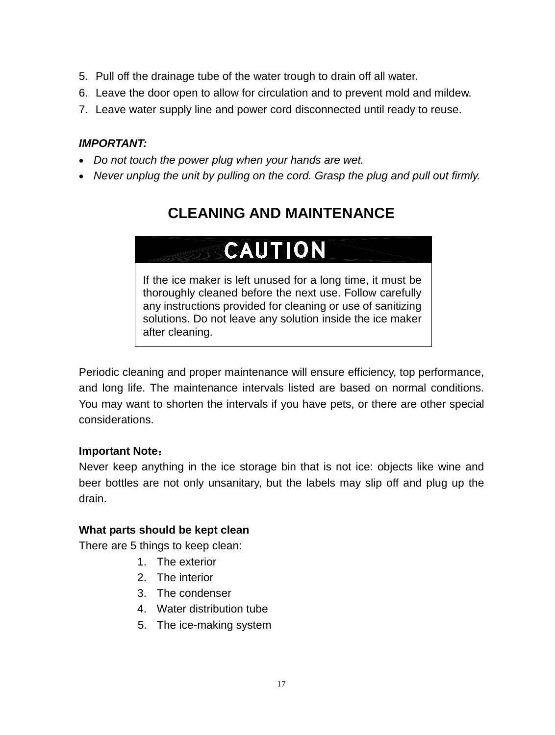5. Pull off the drainage tube of the water trough to drain off all water.
6. Leave the door open to allow for circulation and to prevent mold and mildew.
7. Leave water supply line and power cord disconnected until ready to reuse.

***IMPORTANT:***

- *Do not touch the power plug when your hands are wet.*
- *Never unplug the unit by pulling on the cord. Grasp the plug and pull out firmly.*

## CLEANING AND MAINTENANCE

**CAUTION**

If the ice maker is left unused for a long time, it must be thoroughly cleaned before the next use. Follow carefully any instructions provided for cleaning or use of sanitizing solutions. Do not leave any solution inside the ice maker after cleaning.

Periodic cleaning and proper maintenance will ensure efficiency, top performance, and long life. The maintenance intervals listed are based on normal conditions. You may want to shorten the intervals if you have pets, or there are other special considerations.

**Important Note：**

Never keep anything in the ice storage bin that is not ice: objects like wine and beer bottles are not only unsanitary, but the labels may slip off and plug up the drain.

**What parts should be kept clean**

There are 5 things to keep clean:

1. The exterior
2. The interior
3. The condenser
4. Water distribution tube
5. The ice-making system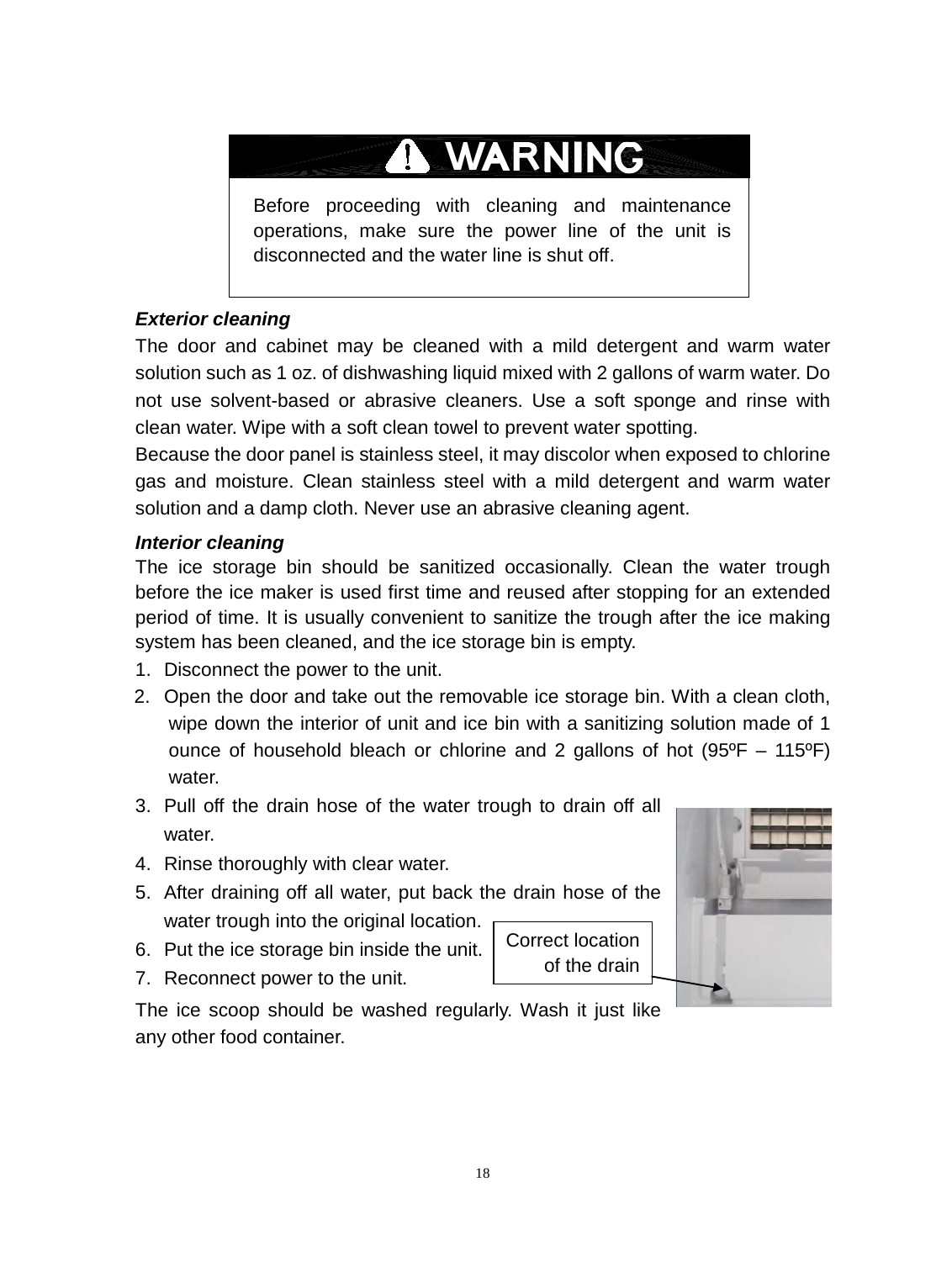**⚠ WARNING**

Before proceeding with cleaning and maintenance operations, make sure the power line of the unit is disconnected and the water line is shut off.

***Exterior cleaning***

The door and cabinet may be cleaned with a mild detergent and warm water solution such as 1 oz. of dishwashing liquid mixed with 2 gallons of warm water. Do not use solvent-based or abrasive cleaners. Use a soft sponge and rinse with clean water. Wipe with a soft clean towel to prevent water spotting.

Because the door panel is stainless steel, it may discolor when exposed to chlorine gas and moisture. Clean stainless steel with a mild detergent and warm water solution and a damp cloth. Never use an abrasive cleaning agent.

***Interior cleaning***

The ice storage bin should be sanitized occasionally. Clean the water trough before the ice maker is used first time and reused after stopping for an extended period of time. It is usually convenient to sanitize the trough after the ice making system has been cleaned, and the ice storage bin is empty.

1. Disconnect the power to the unit.
2. Open the door and take out the removable ice storage bin. With a clean cloth, wipe down the interior of unit and ice bin with a sanitizing solution made of 1 ounce of household bleach or chlorine and 2 gallons of hot (95ºF – 115ºF) water.
3. Pull off the drain hose of the water trough to drain off all water.
4. Rinse thoroughly with clear water.
5. After draining off all water, put back the drain hose of the water trough into the original location.
6. Put the ice storage bin inside the unit.
7. Reconnect power to the unit.

Correct location of the drain

The ice scoop should be washed regularly. Wash it just like any other food container.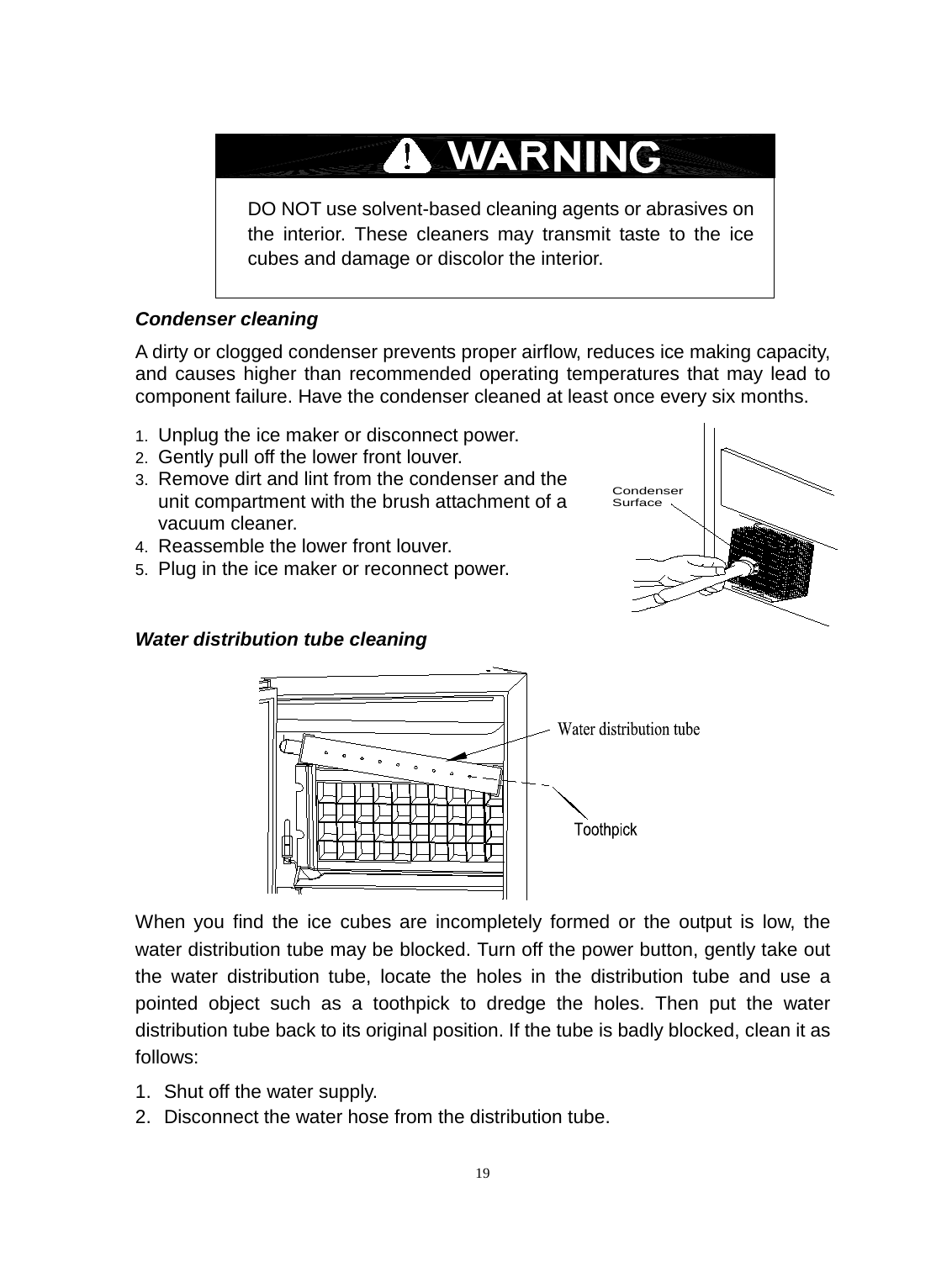**⚠ WARNING**

DO NOT use solvent-based cleaning agents or abrasives on the interior. These cleaners may transmit taste to the ice cubes and damage or discolor the interior.

***Condenser cleaning***

A dirty or clogged condenser prevents proper airflow, reduces ice making capacity, and causes higher than recommended operating temperatures that may lead to component failure. Have the condenser cleaned at least once every six months.

1. Unplug the ice maker or disconnect power.
2. Gently pull off the lower front louver.
3. Remove dirt and lint from the condenser and the unit compartment with the brush attachment of a vacuum cleaner.
4. Reassemble the lower front louver.
5. Plug in the ice maker or reconnect power.

Condenser Surface

***Water distribution tube cleaning***

Water distribution tube

Toothpick

When you find the ice cubes are incompletely formed or the output is low, the water distribution tube may be blocked. Turn off the power button, gently take out the water distribution tube, locate the holes in the distribution tube and use a pointed object such as a toothpick to dredge the holes. Then put the water distribution tube back to its original position. If the tube is badly blocked, clean it as follows:

1. Shut off the water supply.
2. Disconnect the water hose from the distribution tube.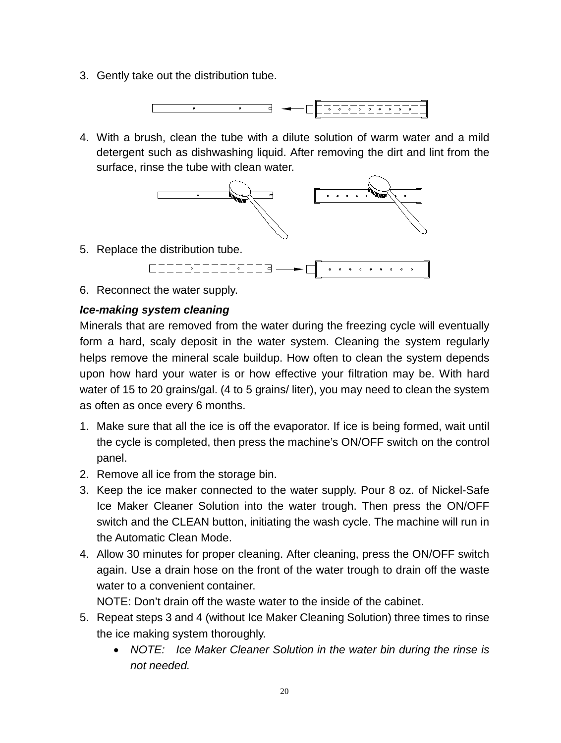3. Gently take out the distribution tube.

4. With a brush, clean the tube with a dilute solution of warm water and a mild detergent such as dishwashing liquid. After removing the dirt and lint from the surface, rinse the tube with clean water.

5. Replace the distribution tube.

6. Reconnect the water supply.

***Ice-making system cleaning***

Minerals that are removed from the water during the freezing cycle will eventually form a hard, scaly deposit in the water system. Cleaning the system regularly helps remove the mineral scale buildup. How often to clean the system depends upon how hard your water is or how effective your filtration may be. With hard water of 15 to 20 grains/gal. (4 to 5 grains/ liter), you may need to clean the system as often as once every 6 months.

1. Make sure that all the ice is off the evaporator. If ice is being formed, wait until the cycle is completed, then press the machine's ON/OFF switch on the control panel.
2. Remove all ice from the storage bin.
3. Keep the ice maker connected to the water supply. Pour 8 oz. of Nickel-Safe Ice Maker Cleaner Solution into the water trough. Then press the ON/OFF switch and the CLEAN button, initiating the wash cycle. The machine will run in the Automatic Clean Mode.
4. Allow 30 minutes for proper cleaning. After cleaning, press the ON/OFF switch again. Use a drain hose on the front of the water trough to drain off the waste water to a convenient container.

   NOTE: Don't drain off the waste water to the inside of the cabinet.
5. Repeat steps 3 and 4 (without Ice Maker Cleaning Solution) three times to rinse the ice making system thoroughly.
   - *NOTE: Ice Maker Cleaner Solution in the water bin during the rinse is not needed.*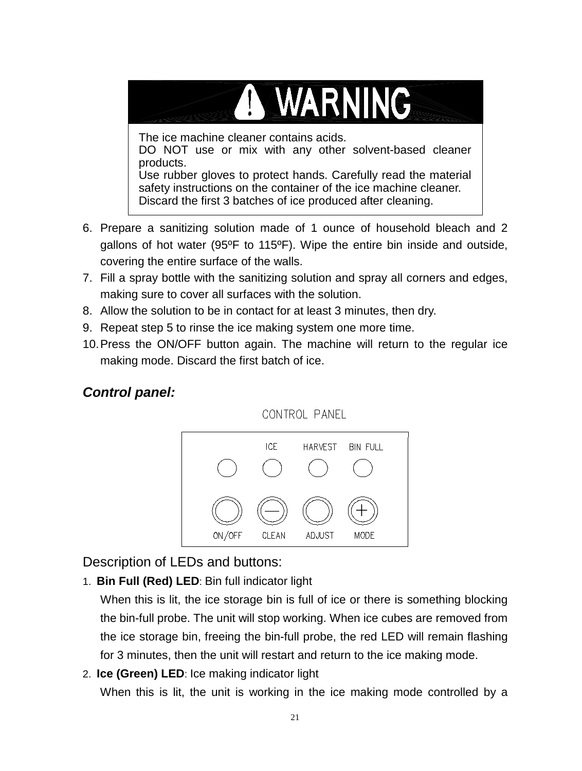**⚠ WARNING**

The ice machine cleaner contains acids.
DO NOT use or mix with any other solvent-based cleaner products.
Use rubber gloves to protect hands. Carefully read the material safety instructions on the container of the ice machine cleaner.
Discard the first 3 batches of ice produced after cleaning.

6. Prepare a sanitizing solution made of 1 ounce of household bleach and 2 gallons of hot water (95ºF to 115ºF). Wipe the entire bin inside and outside, covering the entire surface of the walls.
7. Fill a spray bottle with the sanitizing solution and spray all corners and edges, making sure to cover all surfaces with the solution.
8. Allow the solution to be in contact for at least 3 minutes, then dry.
9. Repeat step 5 to rinse the ice making system one more time.
10. Press the ON/OFF button again. The machine will return to the regular ice making mode. Discard the first batch of ice.

### *Control panel:*

CONTROL PANEL

| | ICE | HARVEST | BIN FULL |
|---|---|---|---|
| ○ | ○ | ○ | ○ |
| ON/OFF | CLEAN (—) | ADJUST | MODE (+) |

Description of LEDs and buttons:

1. **Bin Full (Red) LED**: Bin full indicator light

   When this is lit, the ice storage bin is full of ice or there is something blocking the bin-full probe. The unit will stop working. When ice cubes are removed from the ice storage bin, freeing the bin-full probe, the red LED will remain flashing for 3 minutes, then the unit will restart and return to the ice making mode.

2. **Ice (Green) LED**: Ice making indicator light

   When this is lit, the unit is working in the ice making mode controlled by a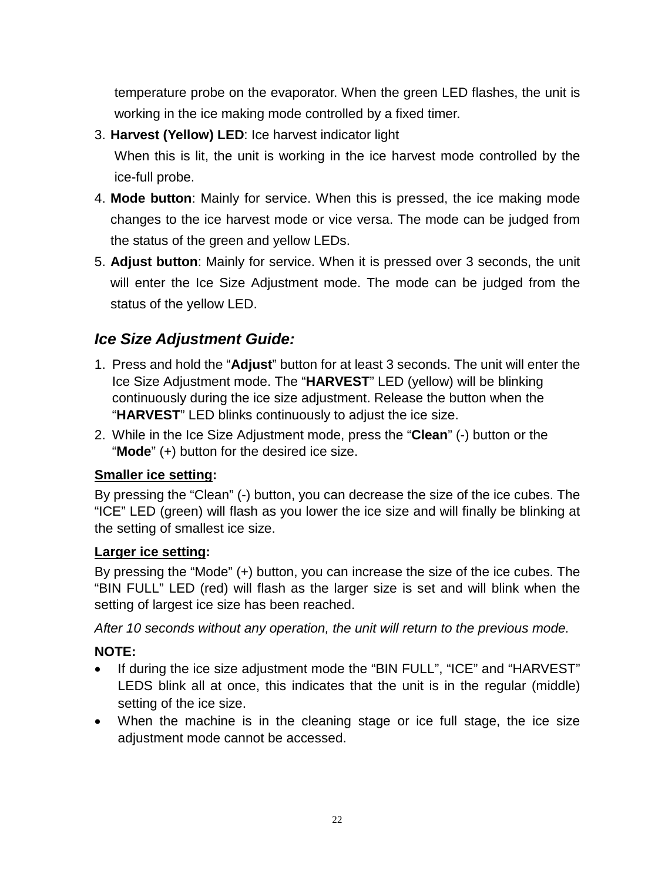temperature probe on the evaporator. When the green LED flashes, the unit is working in the ice making mode controlled by a fixed timer.

3. **Harvest (Yellow) LED**: Ice harvest indicator light
   When this is lit, the unit is working in the ice harvest mode controlled by the ice-full probe.
4. **Mode button**: Mainly for service. When this is pressed, the ice making mode changes to the ice harvest mode or vice versa. The mode can be judged from the status of the green and yellow LEDs.
5. **Adjust button**: Mainly for service. When it is pressed over 3 seconds, the unit will enter the Ice Size Adjustment mode. The mode can be judged from the status of the yellow LED.

## *Ice Size Adjustment Guide:*

1. Press and hold the "**Adjust**" button for at least 3 seconds. The unit will enter the Ice Size Adjustment mode. The "**HARVEST**" LED (yellow) will be blinking continuously during the ice size adjustment. Release the button when the "**HARVEST**" LED blinks continuously to adjust the ice size.
2. While in the Ice Size Adjustment mode, press the "**Clean**" (-) button or the "**Mode**" (+) button for the desired ice size.

**Smaller ice setting:**

By pressing the "Clean" (-) button, you can decrease the size of the ice cubes. The "ICE" LED (green) will flash as you lower the ice size and will finally be blinking at the setting of smallest ice size.

**Larger ice setting:**

By pressing the "Mode" (+) button, you can increase the size of the ice cubes. The "BIN FULL" LED (red) will flash as the larger size is set and will blink when the setting of largest ice size has been reached.

*After 10 seconds without any operation, the unit will return to the previous mode.*

**NOTE:**

- If during the ice size adjustment mode the "BIN FULL", "ICE" and "HARVEST" LEDS blink all at once, this indicates that the unit is in the regular (middle) setting of the ice size.
- When the machine is in the cleaning stage or ice full stage, the ice size adjustment mode cannot be accessed.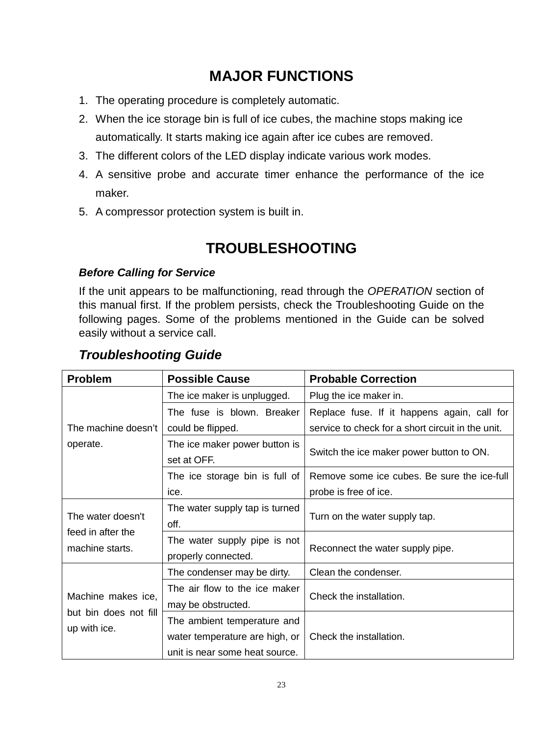## MAJOR FUNCTIONS

1. The operating procedure is completely automatic.
2. When the ice storage bin is full of ice cubes, the machine stops making ice automatically. It starts making ice again after ice cubes are removed.
3. The different colors of the LED display indicate various work modes.
4. A sensitive probe and accurate timer enhance the performance of the ice maker.
5. A compressor protection system is built in.

## TROUBLESHOOTING

***Before Calling for Service***

If the unit appears to be malfunctioning, read through the *OPERATION* section of this manual first. If the problem persists, check the Troubleshooting Guide on the following pages. Some of the problems mentioned in the Guide can be solved easily without a service call.

### *Troubleshooting Guide*

| Problem | Possible Cause | Probable Correction |
|---|---|---|
| The machine doesn't operate. | The ice maker is unplugged. | Plug the ice maker in. |
| | The fuse is blown. Breaker could be flipped. | Replace fuse. If it happens again, call for service to check for a short circuit in the unit. |
| | The ice maker power button is set at OFF. | Switch the ice maker power button to ON. |
| | The ice storage bin is full of ice. | Remove some ice cubes. Be sure the ice-full probe is free of ice. |
| The water doesn't feed in after the machine starts. | The water supply tap is turned off. | Turn on the water supply tap. |
| | The water supply pipe is not properly connected. | Reconnect the water supply pipe. |
| Machine makes ice, but bin does not fill up with ice. | The condenser may be dirty. | Clean the condenser. |
| | The air flow to the ice maker may be obstructed. | Check the installation. |
| | The ambient temperature and water temperature are high, or unit is near some heat source. | Check the installation. |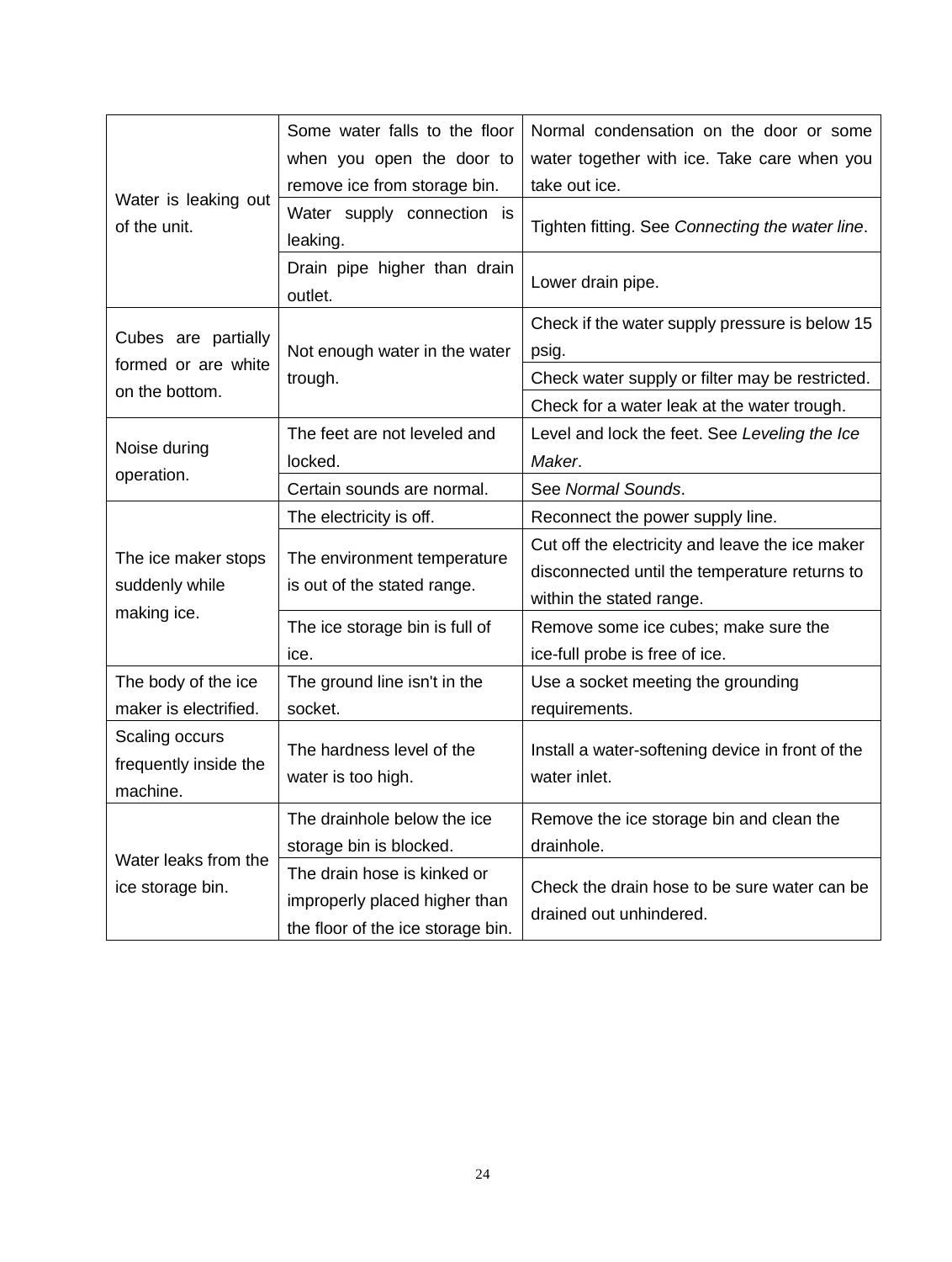| | | |
|---|---|---|
| Water is leaking out of the unit. | Some water falls to the floor when you open the door to remove ice from storage bin. | Normal condensation on the door or some water together with ice. Take care when you take out ice. |
| | Water supply connection is leaking. | Tighten fitting. See *Connecting the water line*. |
| | Drain pipe higher than drain outlet. | Lower drain pipe. |
| Cubes are partially formed or are white on the bottom. | Not enough water in the water trough. | Check if the water supply pressure is below 15 psig. |
| | | Check water supply or filter may be restricted. |
| | | Check for a water leak at the water trough. |
| Noise during operation. | The feet are not leveled and locked. | Level and lock the feet. See *Leveling the Ice Maker*. |
| | Certain sounds are normal. | See *Normal Sounds*. |
| The ice maker stops suddenly while making ice. | The electricity is off. | Reconnect the power supply line. |
| | The environment temperature is out of the stated range. | Cut off the electricity and leave the ice maker disconnected until the temperature returns to within the stated range. |
| | The ice storage bin is full of ice. | Remove some ice cubes; make sure the ice-full probe is free of ice. |
| The body of the ice maker is electrified. | The ground line isn't in the socket. | Use a socket meeting the grounding requirements. |
| Scaling occurs frequently inside the machine. | The hardness level of the water is too high. | Install a water-softening device in front of the water inlet. |
| Water leaks from the ice storage bin. | The drainhole below the ice storage bin is blocked. | Remove the ice storage bin and clean the drainhole. |
| | The drain hose is kinked or improperly placed higher than the floor of the ice storage bin. | Check the drain hose to be sure water can be drained out unhindered. |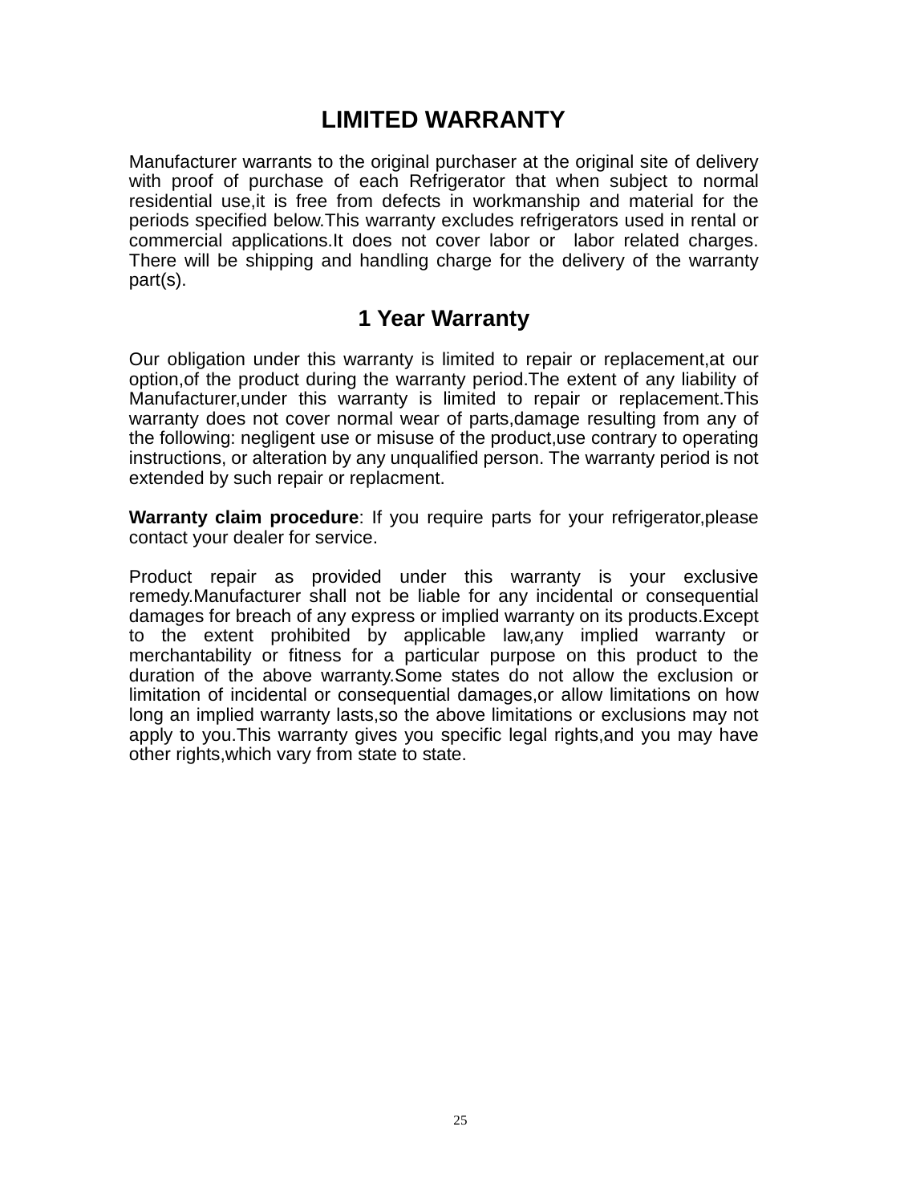# LIMITED WARRANTY

Manufacturer warrants to the original purchaser at the original site of delivery with proof of purchase of each Refrigerator that when subject to normal residential use,it is free from defects in workmanship and material for the periods specified below.This warranty excludes refrigerators used in rental or commercial applications.It does not cover labor or labor related charges. There will be shipping and handling charge for the delivery of the warranty part(s).

## 1 Year Warranty

Our obligation under this warranty is limited to repair or replacement,at our option,of the product during the warranty period.The extent of any liability of Manufacturer,under this warranty is limited to repair or replacement.This warranty does not cover normal wear of parts,damage resulting from any of the following: negligent use or misuse of the product,use contrary to operating instructions, or alteration by any unqualified person. The warranty period is not extended by such repair or replacment.

**Warranty claim procedure**: If you require parts for your refrigerator,please contact your dealer for service.

Product repair as provided under this warranty is your exclusive remedy.Manufacturer shall not be liable for any incidental or consequential damages for breach of any express or implied warranty on its products.Except to the extent prohibited by applicable law,any implied warranty or merchantability or fitness for a particular purpose on this product to the duration of the above warranty.Some states do not allow the exclusion or limitation of incidental or consequential damages,or allow limitations on how long an implied warranty lasts,so the above limitations or exclusions may not apply to you.This warranty gives you specific legal rights,and you may have other rights,which vary from state to state.